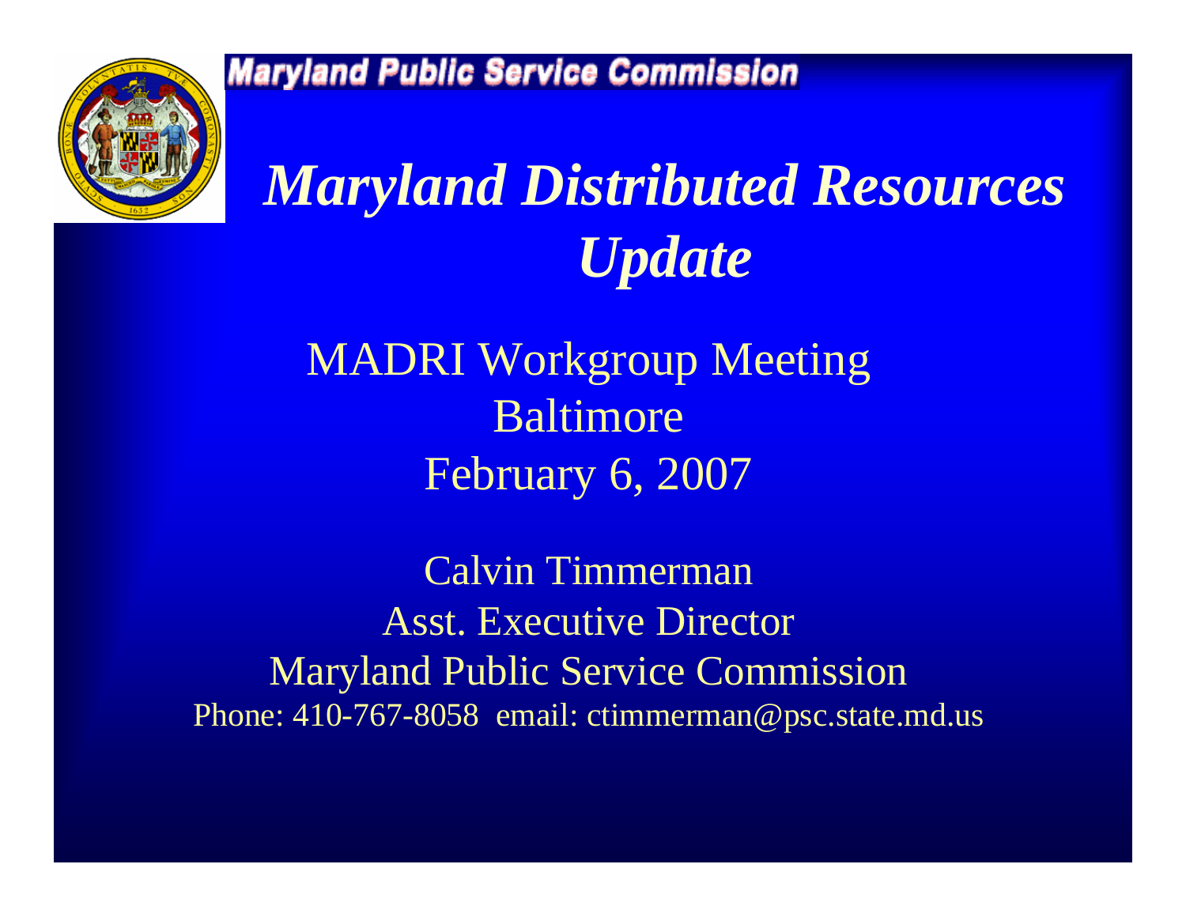Maryland Public Service Commission

# *Maryland Distributed Resources Update*

MADRI Workgroup Meeting
Baltimore
February 6, 2007

Calvin Timmerman
Asst. Executive Director
Maryland Public Service Commission
Phone: 410-767-8058 email: ctimmerman@psc.state.md.us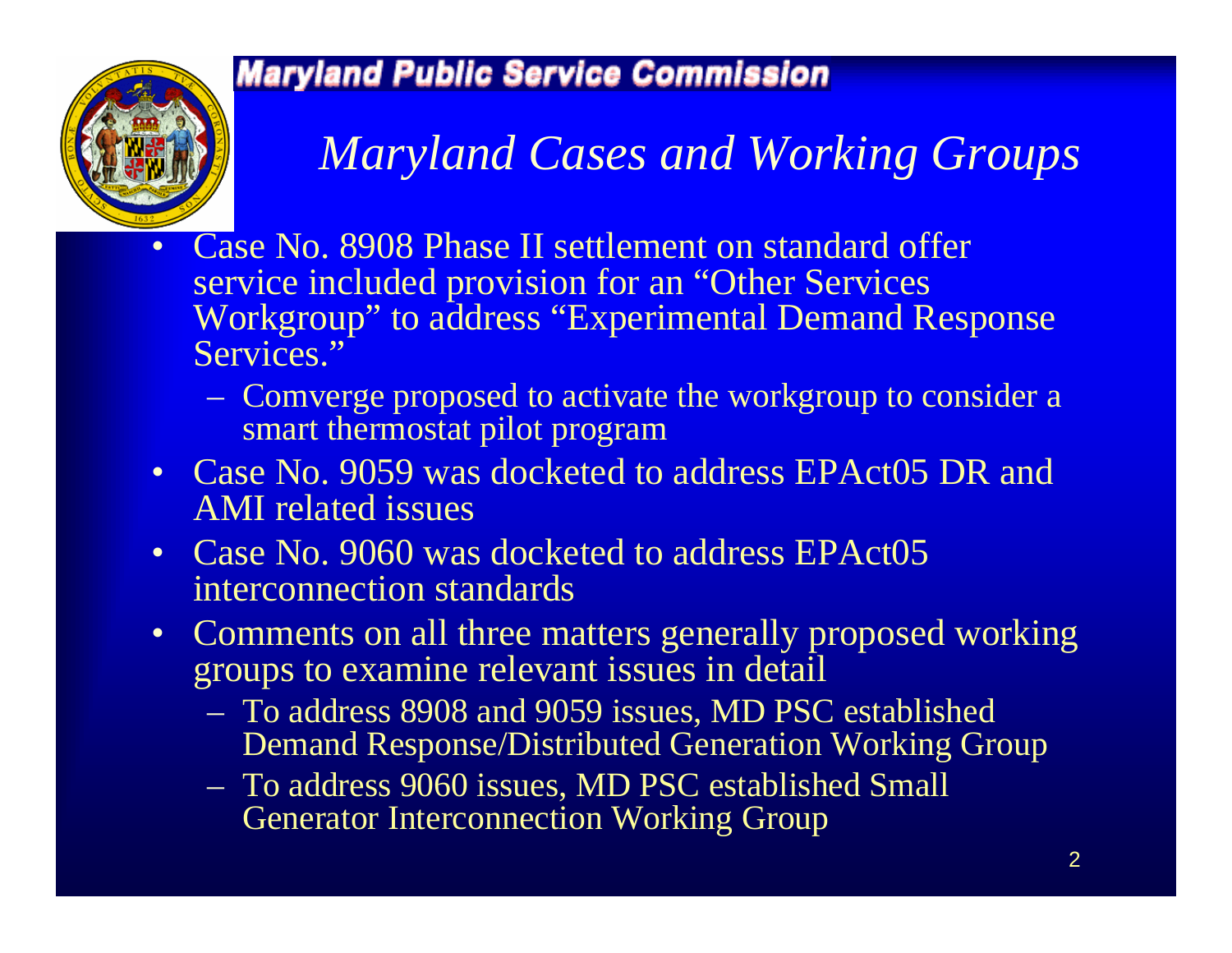## Maryland Public Service Commission

# *Maryland Cases and Working Groups*

- Case No. 8908 Phase II settlement on standard offer service included provision for an "Other Services Workgroup" to address "Experimental Demand Response Services."
  - Comverge proposed to activate the workgroup to consider a smart thermostat pilot program
- Case No. 9059 was docketed to address EPAct05 DR and AMI related issues
- Case No. 9060 was docketed to address EPAct05 interconnection standards
- Comments on all three matters generally proposed working groups to examine relevant issues in detail
  - To address 8908 and 9059 issues, MD PSC established Demand Response/Distributed Generation Working Group
  - To address 9060 issues, MD PSC established Small Generator Interconnection Working Group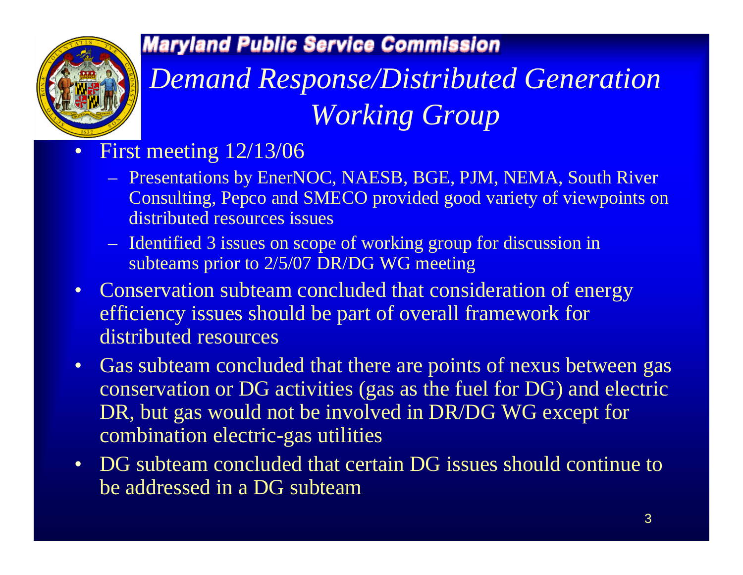Maryland Public Service Commission

# *Demand Response/Distributed Generation Working Group*

- First meeting 12/13/06
  - Presentations by EnerNOC, NAESB, BGE, PJM, NEMA, South River Consulting, Pepco and SMECO provided good variety of viewpoints on distributed resources issues
  - Identified 3 issues on scope of working group for discussion in subteams prior to 2/5/07 DR/DG WG meeting
- Conservation subteam concluded that consideration of energy efficiency issues should be part of overall framework for distributed resources
- Gas subteam concluded that there are points of nexus between gas conservation or DG activities (gas as the fuel for DG) and electric DR, but gas would not be involved in DR/DG WG except for combination electric-gas utilities
- DG subteam concluded that certain DG issues should continue to be addressed in a DG subteam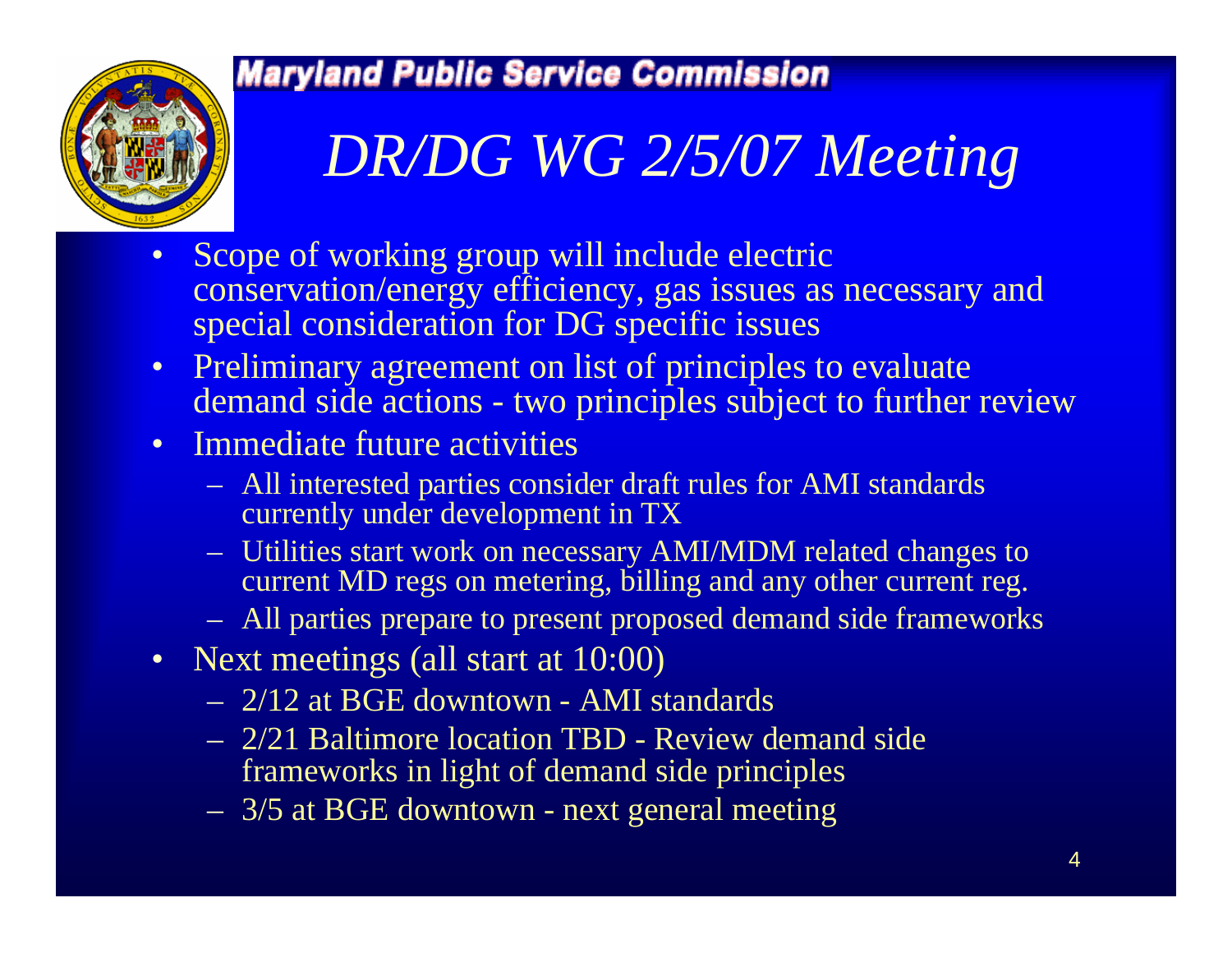Maryland Public Service Commission

# *DR/DG WG 2/5/07 Meeting*

- Scope of working group will include electric conservation/energy efficiency, gas issues as necessary and special consideration for DG specific issues
- Preliminary agreement on list of principles to evaluate demand side actions - two principles subject to further review
- Immediate future activities
  - All interested parties consider draft rules for AMI standards currently under development in TX
  - Utilities start work on necessary AMI/MDM related changes to current MD regs on metering, billing and any other current reg.
  - All parties prepare to present proposed demand side frameworks
- Next meetings (all start at 10:00)
  - 2/12 at BGE downtown - AMI standards
  - 2/21 Baltimore location TBD - Review demand side frameworks in light of demand side principles
  - 3/5 at BGE downtown - next general meeting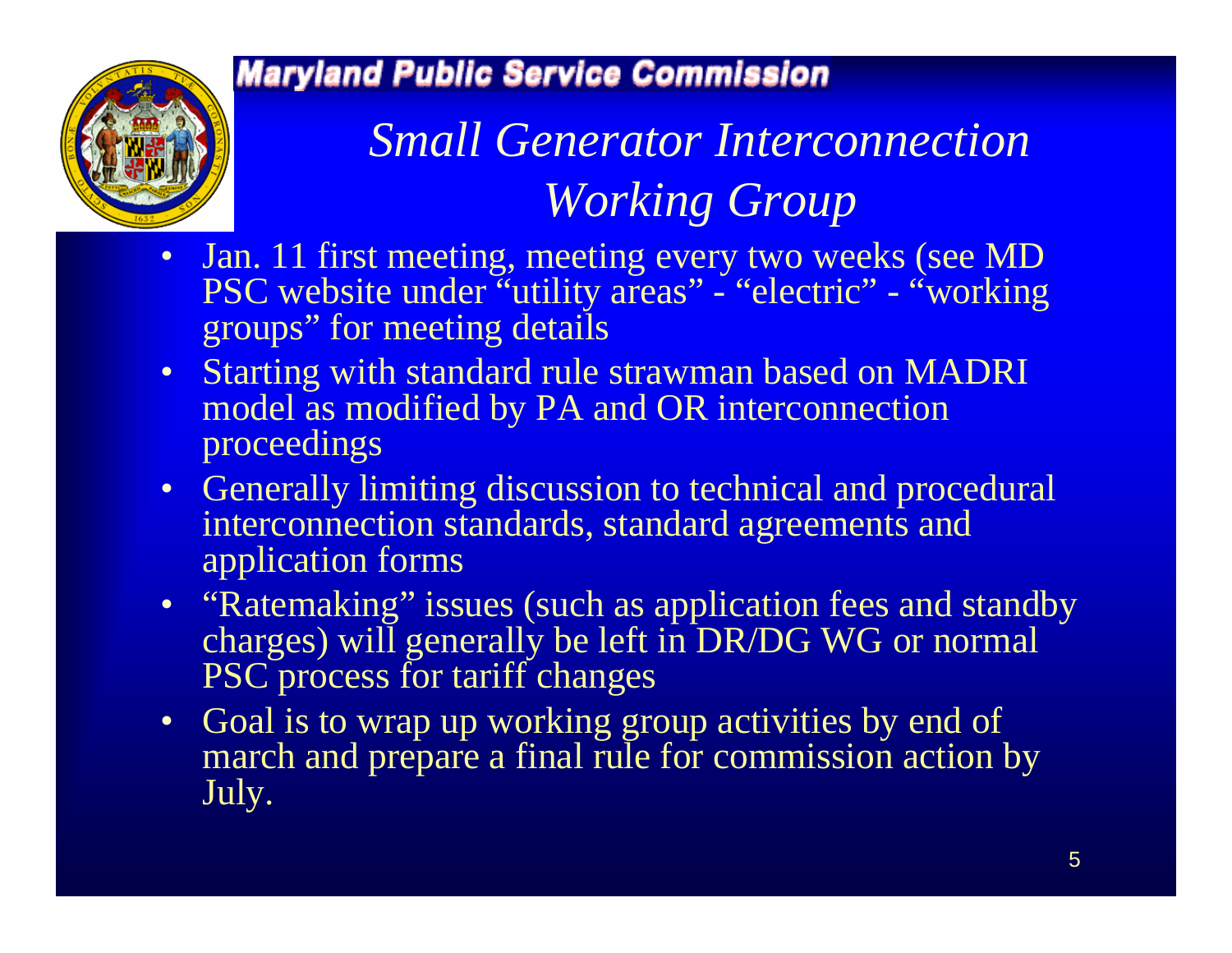Maryland Public Service Commission

# *Small Generator Interconnection Working Group*

- Jan. 11 first meeting, meeting every two weeks (see MD PSC website under "utility areas" - "electric" - "working groups" for meeting details
- Starting with standard rule strawman based on MADRI model as modified by PA and OR interconnection proceedings
- Generally limiting discussion to technical and procedural interconnection standards, standard agreements and application forms
- "Ratemaking" issues (such as application fees and standby charges) will generally be left in DR/DG WG or normal PSC process for tariff changes
- Goal is to wrap up working group activities by end of march and prepare a final rule for commission action by July.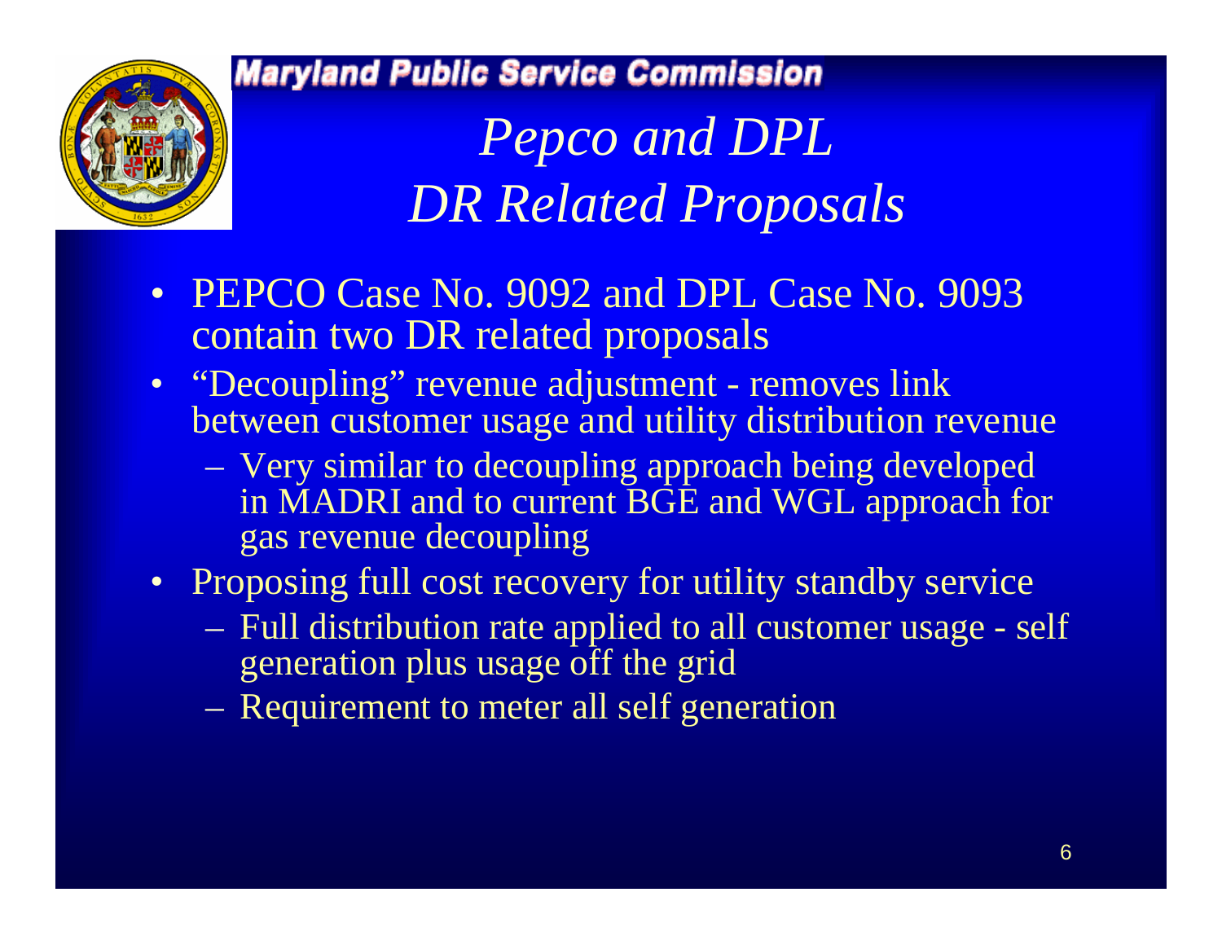Maryland Public Service Commission

# *Pepco and DPL DR Related Proposals*

- PEPCO Case No. 9092 and DPL Case No. 9093 contain two DR related proposals
- "Decoupling" revenue adjustment - removes link between customer usage and utility distribution revenue
  - Very similar to decoupling approach being developed in MADRI and to current BGE and WGL approach for gas revenue decoupling
- Proposing full cost recovery for utility standby service
  - Full distribution rate applied to all customer usage - self generation plus usage off the grid
  - Requirement to meter all self generation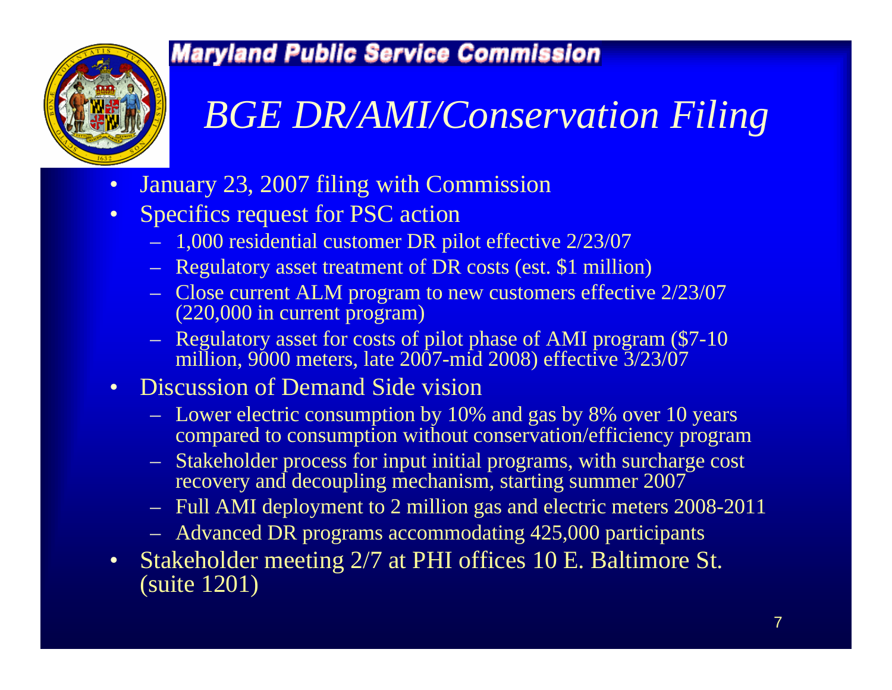Maryland Public Service Commission

# *BGE DR/AMI/Conservation Filing*

- January 23, 2007 filing with Commission
- Specifics request for PSC action
  - 1,000 residential customer DR pilot effective 2/23/07
  - Regulatory asset treatment of DR costs (est. $1 million)
  - Close current ALM program to new customers effective 2/23/07 (220,000 in current program)
  - Regulatory asset for costs of pilot phase of AMI program ($7-10 million, 9000 meters, late 2007-mid 2008) effective 3/23/07
- Discussion of Demand Side vision
  - Lower electric consumption by 10% and gas by 8% over 10 years compared to consumption without conservation/efficiency program
  - Stakeholder process for input initial programs, with surcharge cost recovery and decoupling mechanism, starting summer 2007
  - Full AMI deployment to 2 million gas and electric meters 2008-2011
  - Advanced DR programs accommodating 425,000 participants
- Stakeholder meeting 2/7 at PHI offices 10 E. Baltimore St. (suite 1201)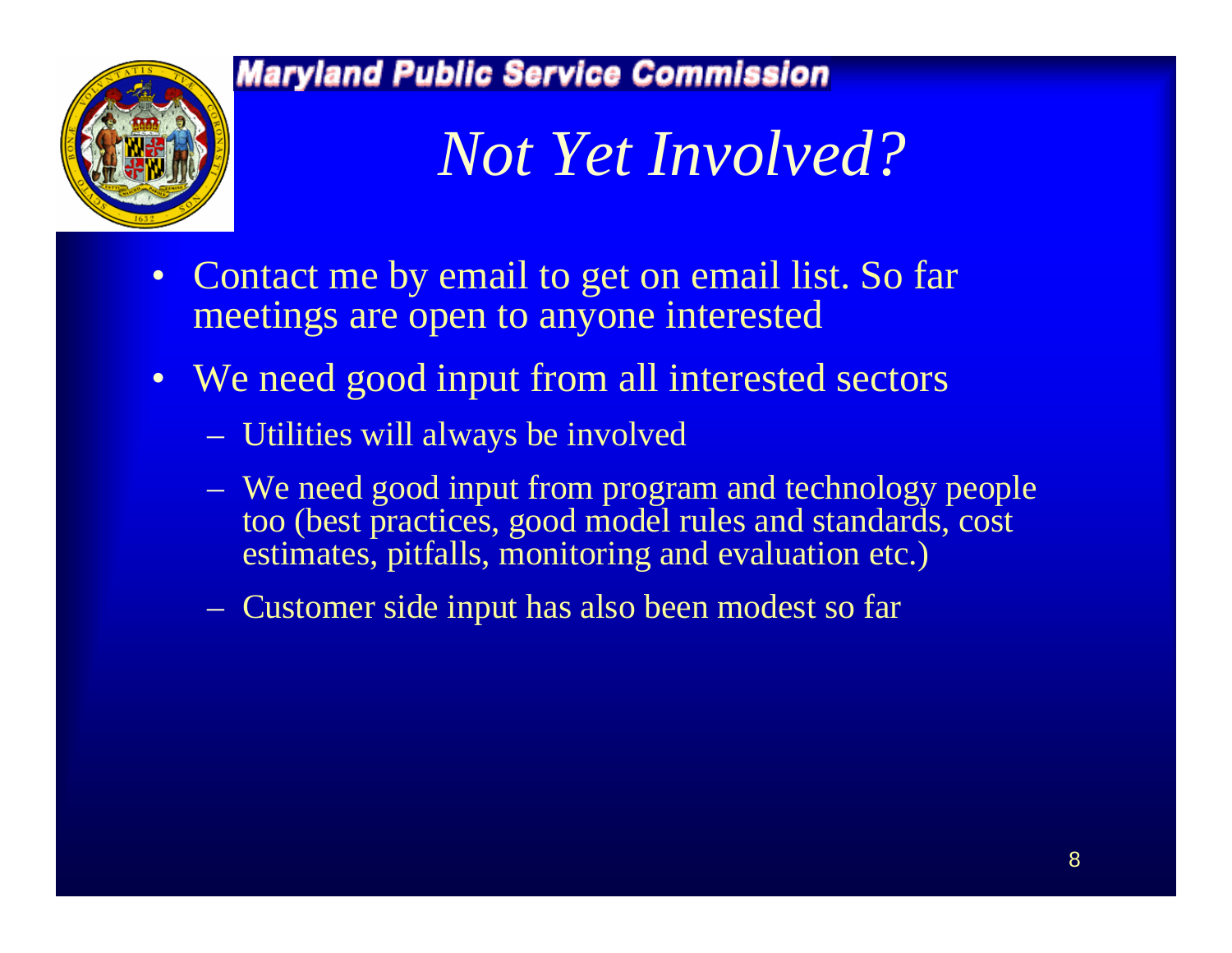Maryland Public Service Commission

# *Not Yet Involved?*

- Contact me by email to get on email list. So far meetings are open to anyone interested
- We need good input from all interested sectors
  - Utilities will always be involved
  - We need good input from program and technology people too (best practices, good model rules and standards, cost estimates, pitfalls, monitoring and evaluation etc.)
  - Customer side input has also been modest so far